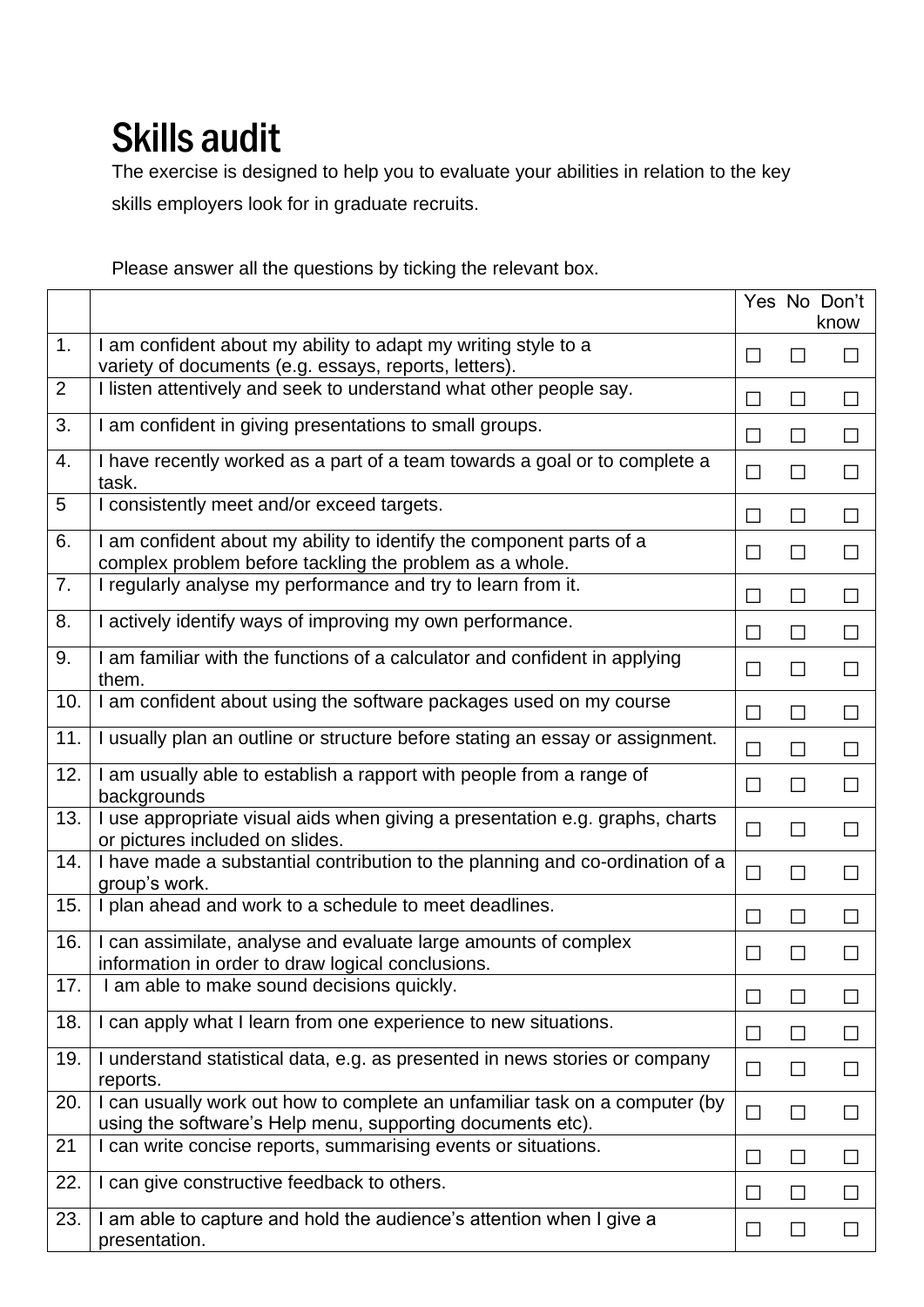# Skills audit

The exercise is designed to help you to evaluate your abilities in relation to the key skills employers look for in graduate recruits.

Please answer all the questions by ticking the relevant box.

| | | Yes | No | Don't know |
|---|---|---|---|---|
| 1. | I am confident about my ability to adapt my writing style to a variety of documents (e.g. essays, reports, letters). | ☐ | ☐ | ☐ |
| 2 | I listen attentively and seek to understand what other people say. | ☐ | ☐ | ☐ |
| 3. | I am confident in giving presentations to small groups. | ☐ | ☐ | ☐ |
| 4. | I have recently worked as a part of a team towards a goal or to complete a task. | ☐ | ☐ | ☐ |
| 5 | I consistently meet and/or exceed targets. | ☐ | ☐ | ☐ |
| 6. | I am confident about my ability to identify the component parts of a complex problem before tackling the problem as a whole. | ☐ | ☐ | ☐ |
| 7. | I regularly analyse my performance and try to learn from it. | ☐ | ☐ | ☐ |
| 8. | I actively identify ways of improving my own performance. | ☐ | ☐ | ☐ |
| 9. | I am familiar with the functions of a calculator and confident in applying them. | ☐ | ☐ | ☐ |
| 10. | I am confident about using the software packages used on my course | ☐ | ☐ | ☐ |
| 11. | I usually plan an outline or structure before stating an essay or assignment. | ☐ | ☐ | ☐ |
| 12. | I am usually able to establish a rapport with people from a range of backgrounds | ☐ | ☐ | ☐ |
| 13. | I use appropriate visual aids when giving a presentation e.g. graphs, charts or pictures included on slides. | ☐ | ☐ | ☐ |
| 14. | I have made a substantial contribution to the planning and co-ordination of a group's work. | ☐ | ☐ | ☐ |
| 15. | I plan ahead and work to a schedule to meet deadlines. | ☐ | ☐ | ☐ |
| 16. | I can assimilate, analyse and evaluate large amounts of complex information in order to draw logical conclusions. | ☐ | ☐ | ☐ |
| 17. | I am able to make sound decisions quickly. | ☐ | ☐ | ☐ |
| 18. | I can apply what I learn from one experience to new situations. | ☐ | ☐ | ☐ |
| 19. | I understand statistical data, e.g. as presented in news stories or company reports. | ☐ | ☐ | ☐ |
| 20. | I can usually work out how to complete an unfamiliar task on a computer (by using the software's Help menu, supporting documents etc). | ☐ | ☐ | ☐ |
| 21 | I can write concise reports, summarising events or situations. | ☐ | ☐ | ☐ |
| 22. | I can give constructive feedback to others. | ☐ | ☐ | ☐ |
| 23. | I am able to capture and hold the audience's attention when I give a presentation. | ☐ | ☐ | ☐ |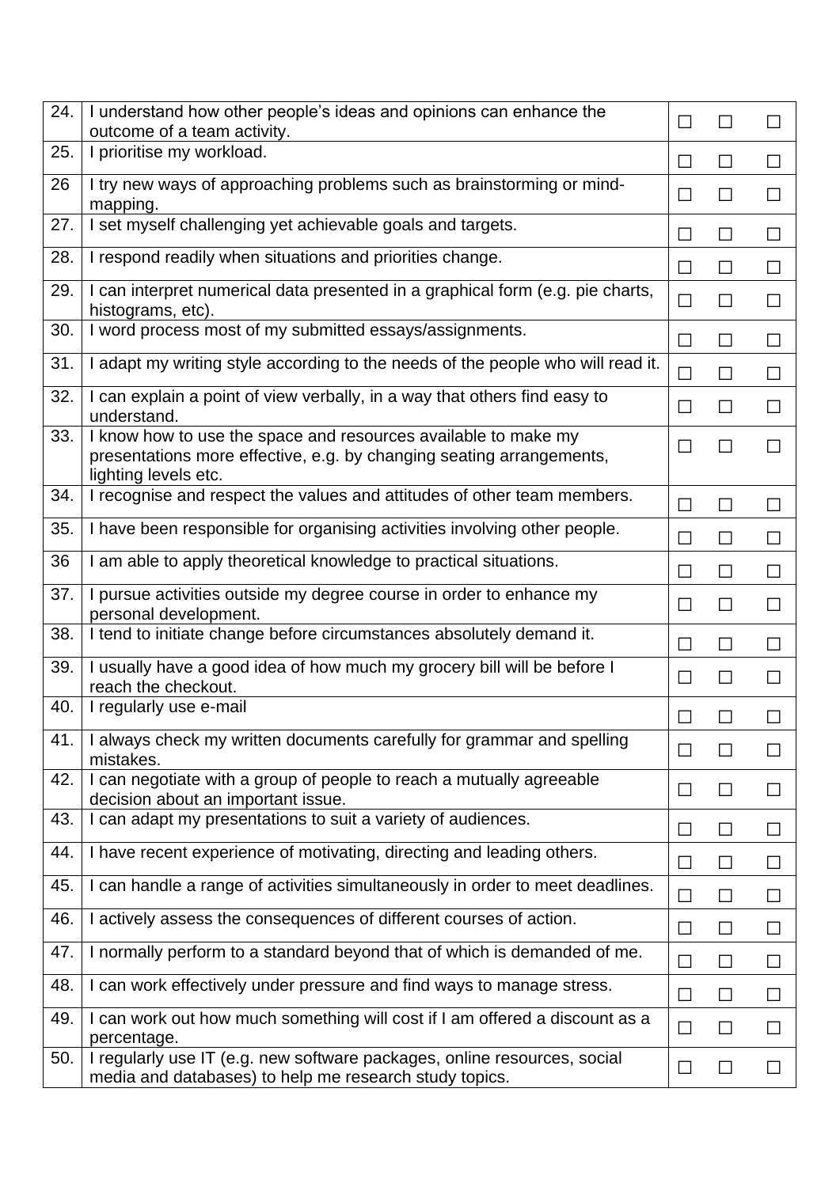| | | | | |
|---|---|---|---|---|
| 24. | I understand how other people's ideas and opinions can enhance the outcome of a team activity. | ☐ | ☐ | ☐ |
| 25. | I prioritise my workload. | ☐ | ☐ | ☐ |
| 26 | I try new ways of approaching problems such as brainstorming or mind-mapping. | ☐ | ☐ | ☐ |
| 27. | I set myself challenging yet achievable goals and targets. | ☐ | ☐ | ☐ |
| 28. | I respond readily when situations and priorities change. | ☐ | ☐ | ☐ |
| 29. | I can interpret numerical data presented in a graphical form (e.g. pie charts, histograms, etc). | ☐ | ☐ | ☐ |
| 30. | I word process most of my submitted essays/assignments. | ☐ | ☐ | ☐ |
| 31. | I adapt my writing style according to the needs of the people who will read it. | ☐ | ☐ | ☐ |
| 32. | I can explain a point of view verbally, in a way that others find easy to understand. | ☐ | ☐ | ☐ |
| 33. | I know how to use the space and resources available to make my presentations more effective, e.g. by changing seating arrangements, lighting levels etc. | ☐ | ☐ | ☐ |
| 34. | I recognise and respect the values and attitudes of other team members. | ☐ | ☐ | ☐ |
| 35. | I have been responsible for organising activities involving other people. | ☐ | ☐ | ☐ |
| 36 | I am able to apply theoretical knowledge to practical situations. | ☐ | ☐ | ☐ |
| 37. | I pursue activities outside my degree course in order to enhance my personal development. | ☐ | ☐ | ☐ |
| 38. | I tend to initiate change before circumstances absolutely demand it. | ☐ | ☐ | ☐ |
| 39. | I usually have a good idea of how much my grocery bill will be before I reach the checkout. | ☐ | ☐ | ☐ |
| 40. | I regularly use e-mail | ☐ | ☐ | ☐ |
| 41. | I always check my written documents carefully for grammar and spelling mistakes. | ☐ | ☐ | ☐ |
| 42. | I can negotiate with a group of people to reach a mutually agreeable decision about an important issue. | ☐ | ☐ | ☐ |
| 43. | I can adapt my presentations to suit a variety of audiences. | ☐ | ☐ | ☐ |
| 44. | I have recent experience of motivating, directing and leading others. | ☐ | ☐ | ☐ |
| 45. | I can handle a range of activities simultaneously in order to meet deadlines. | ☐ | ☐ | ☐ |
| 46. | I actively assess the consequences of different courses of action. | ☐ | ☐ | ☐ |
| 47. | I normally perform to a standard beyond that of which is demanded of me. | ☐ | ☐ | ☐ |
| 48. | I can work effectively under pressure and find ways to manage stress. | ☐ | ☐ | ☐ |
| 49. | I can work out how much something will cost if I am offered a discount as a percentage. | ☐ | ☐ | ☐ |
| 50. | I regularly use IT (e.g. new software packages, online resources, social media and databases) to help me research study topics. | ☐ | ☐ | ☐ |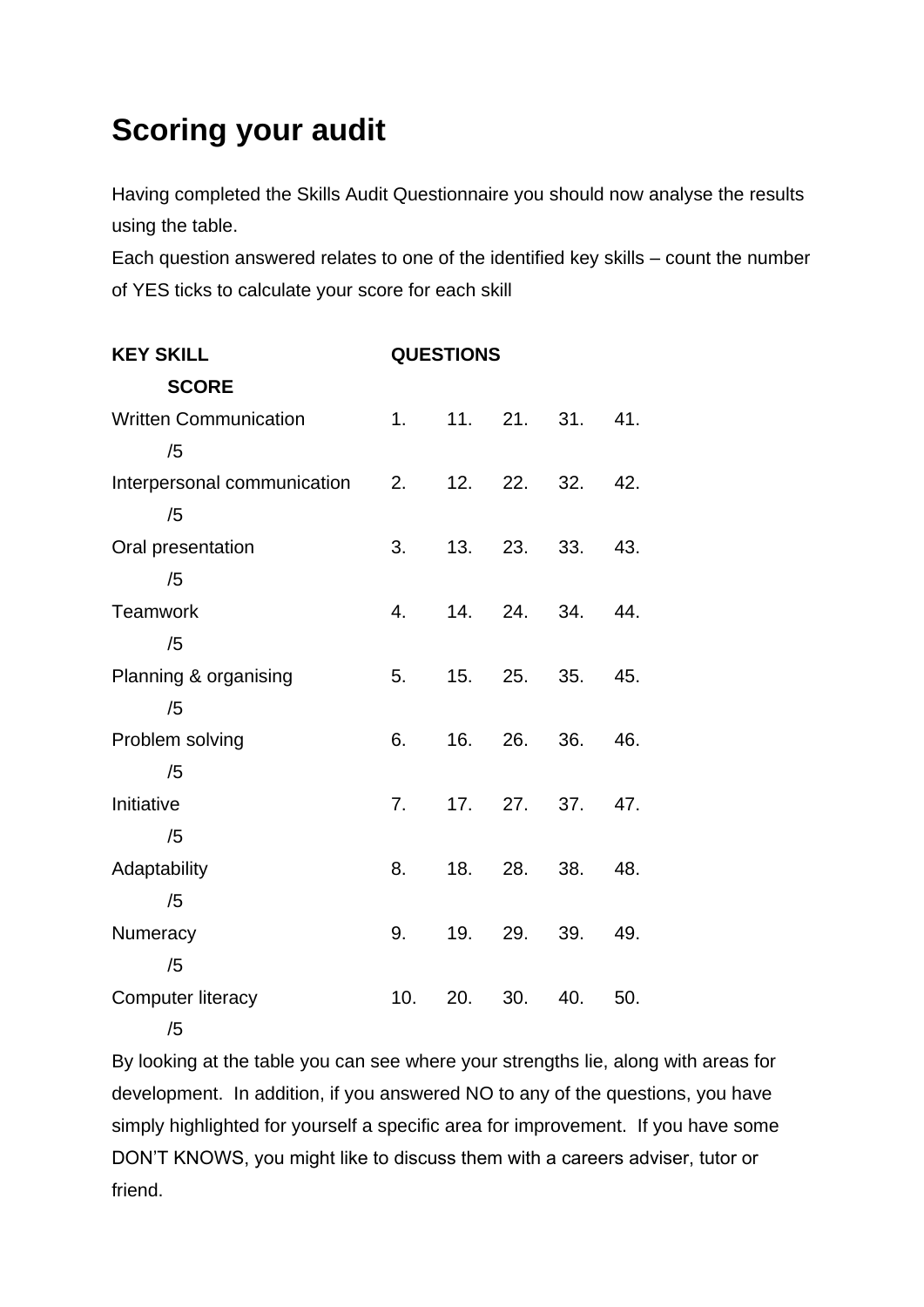# Scoring your audit

Having completed the Skills Audit Questionnaire you should now analyse the results using the table.

Each question answered relates to one of the identified key skills – count the number of YES ticks to calculate your score for each skill

| KEY SKILL | QUESTIONS | | | | | SCORE |
|---|---|---|---|---|---|---|
| Written Communication | 1. | 11. | 21. | 31. | 41. | /5 |
| Interpersonal communication | 2. | 12. | 22. | 32. | 42. | /5 |
| Oral presentation | 3. | 13. | 23. | 33. | 43. | /5 |
| Teamwork | 4. | 14. | 24. | 34. | 44. | /5 |
| Planning & organising | 5. | 15. | 25. | 35. | 45. | /5 |
| Problem solving | 6. | 16. | 26. | 36. | 46. | /5 |
| Initiative | 7. | 17. | 27. | 37. | 47. | /5 |
| Adaptability | 8. | 18. | 28. | 38. | 48. | /5 |
| Numeracy | 9. | 19. | 29. | 39. | 49. | /5 |
| Computer literacy | 10. | 20. | 30. | 40. | 50. | /5 |

By looking at the table you can see where your strengths lie, along with areas for development. In addition, if you answered NO to any of the questions, you have simply highlighted for yourself a specific area for improvement. If you have some DON'T KNOWS, you might like to discuss them with a careers adviser, tutor or friend.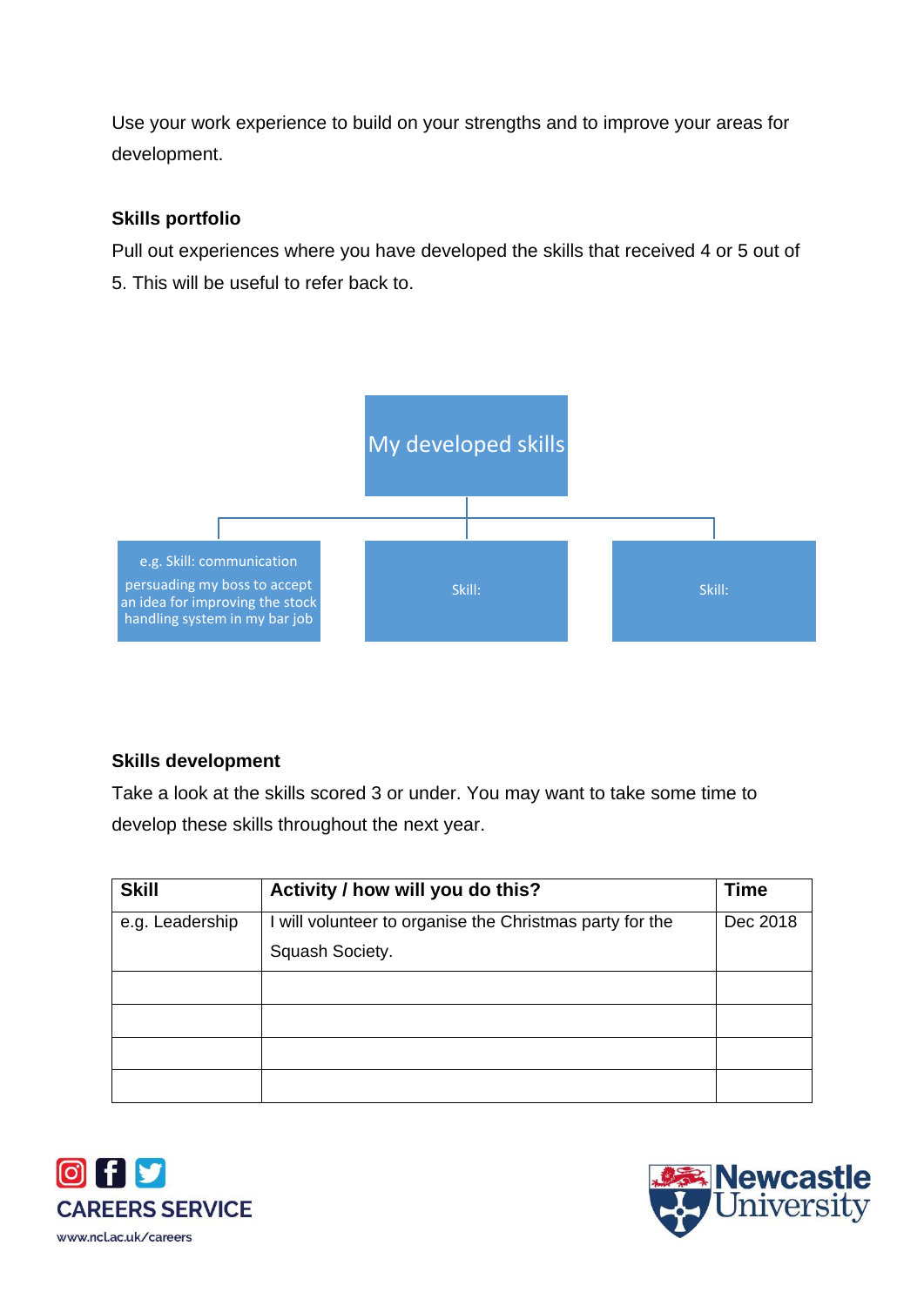Use your work experience to build on your strengths and to improve your areas for development.

**Skills portfolio**

Pull out experiences where you have developed the skills that received 4 or 5 out of 5. This will be useful to refer back to.

My developed skills

e.g. Skill: communication
persuading my boss to accept an idea for improving the stock handling system in my bar job

Skill:

Skill:

**Skills development**

Take a look at the skills scored 3 or under. You may want to take some time to develop these skills throughout the next year.

| Skill | Activity / how will you do this? | Time |
| --- | --- | --- |
| e.g. Leadership | I will volunteer to organise the Christmas party for the Squash Society. | Dec 2018 |
| | | |
| | | |
| | | |
| | | |

CAREERS SERVICE
www.ncl.ac.uk/careers

Newcastle University